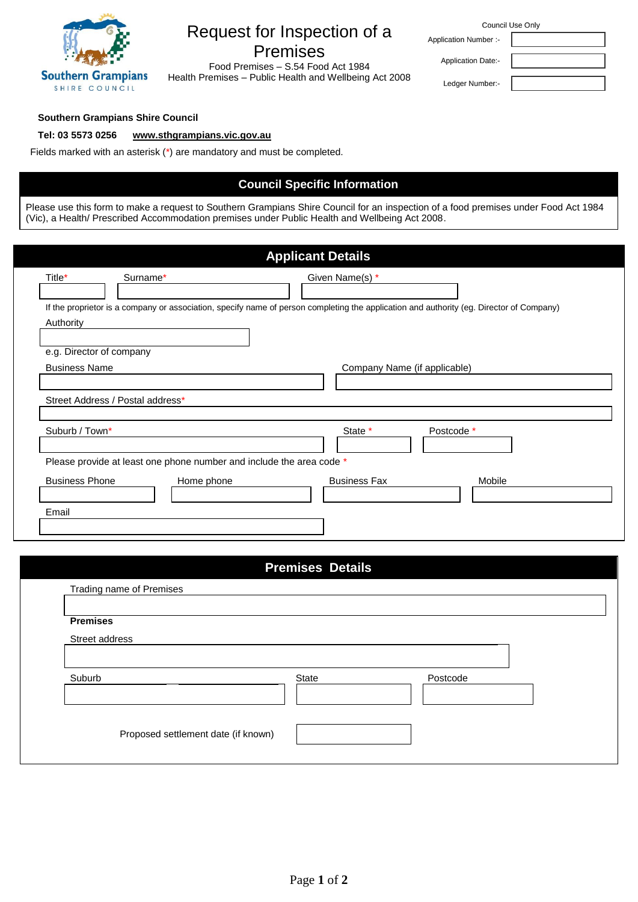Southern Grampians SHIRE COUNCIL

# Request for Inspection of a Premises

Food Premises – S.54 Food Act 1984
Health Premises – Public Health and Wellbeing Act 2008

| Council Use Only | |
|---|---|
| Application Number :- | |
| Application Date:- | |
| Ledger Number:- | |

**Southern Grampians Shire Council**

**Tel: 03 5573 0256** **www.sthgrampians.vic.gov.au**

Fields marked with an asterisk (*) are mandatory and must be completed.

## Council Specific Information

Please use this form to make a request to Southern Grampians Shire Council for an inspection of a food premises under Food Act 1984 (Vic), a Health/ Prescribed Accommodation premises under Public Health and Wellbeing Act 2008.

## Applicant Details

Title* Surname* Given Name(s) *

If the proprietor is a company or association, specify name of person completing the application and authority (eg. Director of Company)

Authority

e.g. Director of company

Business Name Company Name (if applicable)

Street Address / Postal address*

Suburb / Town* State * Postcode *

Please provide at least one phone number and include the area code *

Business Phone Home phone Business Fax Mobile

Email

## Premises Details

Trading name of Premises

**Premises**

Street address

Suburb State Postcode

Proposed settlement date (if known)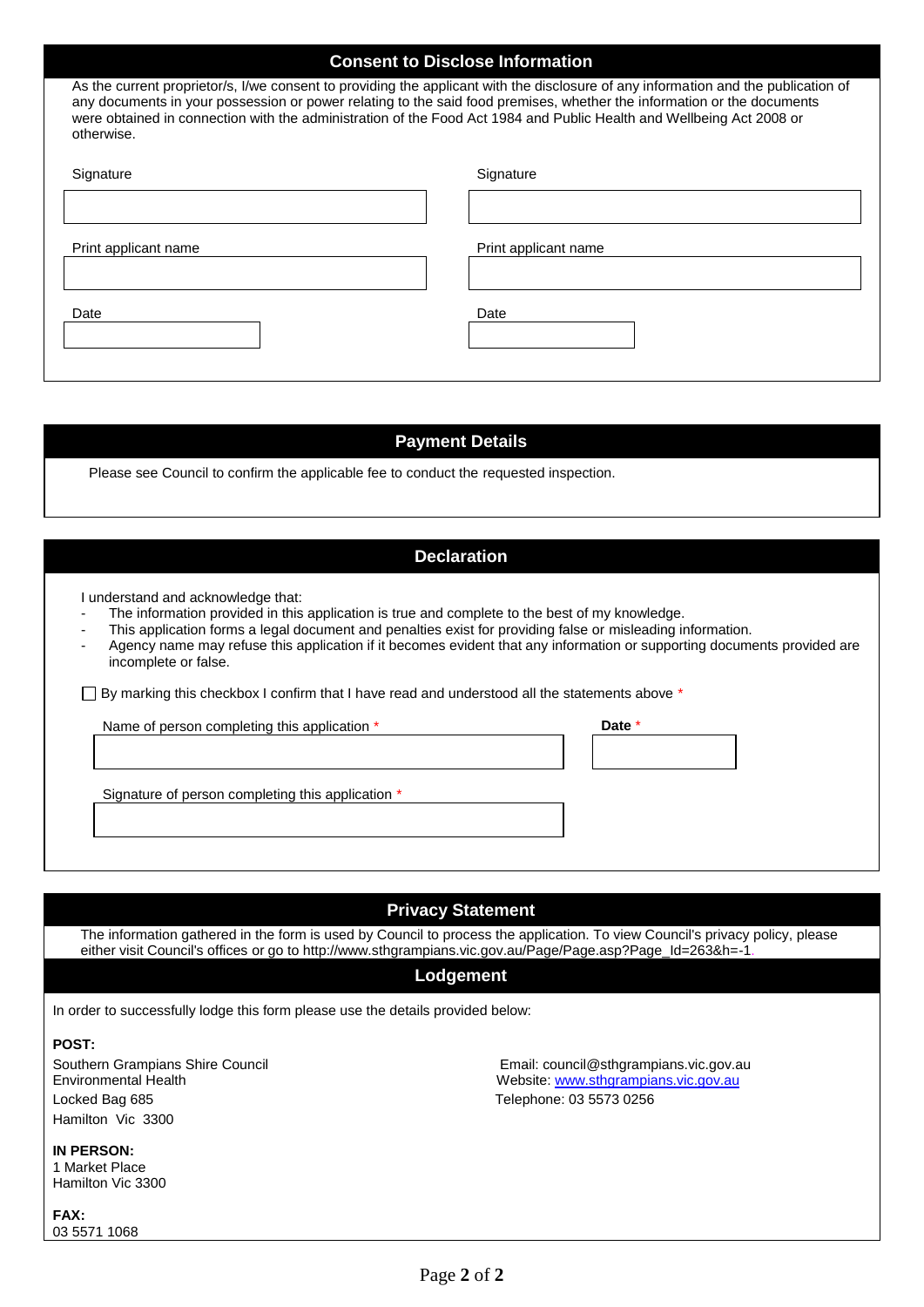## Consent to Disclose Information

As the current proprietor/s, I/we consent to providing the applicant with the disclosure of any information and the publication of any documents in your possession or power relating to the said food premises, whether the information or the documents were obtained in connection with the administration of the Food Act 1984 and Public Health and Wellbeing Act 2008 or otherwise.

| | |
|---|---|
| Signature | Signature |
| Print applicant name | Print applicant name |
| Date | Date |

## Payment Details

Please see Council to confirm the applicable fee to conduct the requested inspection.

## Declaration

I understand and acknowledge that:

- The information provided in this application is true and complete to the best of my knowledge.
- This application forms a legal document and penalties exist for providing false or misleading information.
- Agency name may refuse this application if it becomes evident that any information or supporting documents provided are incomplete or false.

☐ By marking this checkbox I confirm that I have read and understood all the statements above *

Name of person completing this application *

**Date** *

Signature of person completing this application *

## Privacy Statement

The information gathered in the form is used by Council to process the application. To view Council's privacy policy, please either visit Council's offices or go to http://www.sthgrampians.vic.gov.au/Page/Page.asp?Page_Id=263&h=-1.

## Lodgement

In order to successfully lodge this form please use the details provided below:

**POST:**

Southern Grampians Shire Council
Environmental Health
Locked Bag 685
Hamilton Vic 3300

Email: council@sthgrampians.vic.gov.au
Website: www.sthgrampians.vic.gov.au
Telephone: 03 5573 0256

**IN PERSON:**

1 Market Place
Hamilton Vic 3300

**FAX:**

03 5571 1068